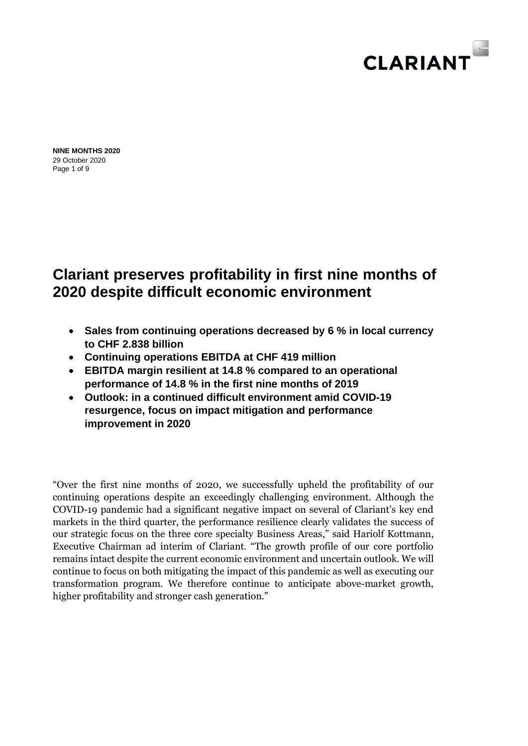**NINE MONTHS 2020**
29 October 2020

# Clariant preserves profitability in first nine months of 2020 despite difficult economic environment

- **Sales from continuing operations decreased by 6 % in local currency to CHF 2.838 billion**
- **Continuing operations EBITDA at CHF 419 million**
- **EBITDA margin resilient at 14.8 % compared to an operational performance of 14.8 % in the first nine months of 2019**
- **Outlook: in a continued difficult environment amid COVID-19 resurgence, focus on impact mitigation and performance improvement in 2020**

"Over the first nine months of 2020, we successfully upheld the profitability of our continuing operations despite an exceedingly challenging environment. Although the COVID-19 pandemic had a significant negative impact on several of Clariant's key end markets in the third quarter, the performance resilience clearly validates the success of our strategic focus on the three core specialty Business Areas," said Hariolf Kottmann, Executive Chairman ad interim of Clariant. "The growth profile of our core portfolio remains intact despite the current economic environment and uncertain outlook. We will continue to focus on both mitigating the impact of this pandemic as well as executing our transformation program. We therefore continue to anticipate above-market growth, higher profitability and stronger cash generation."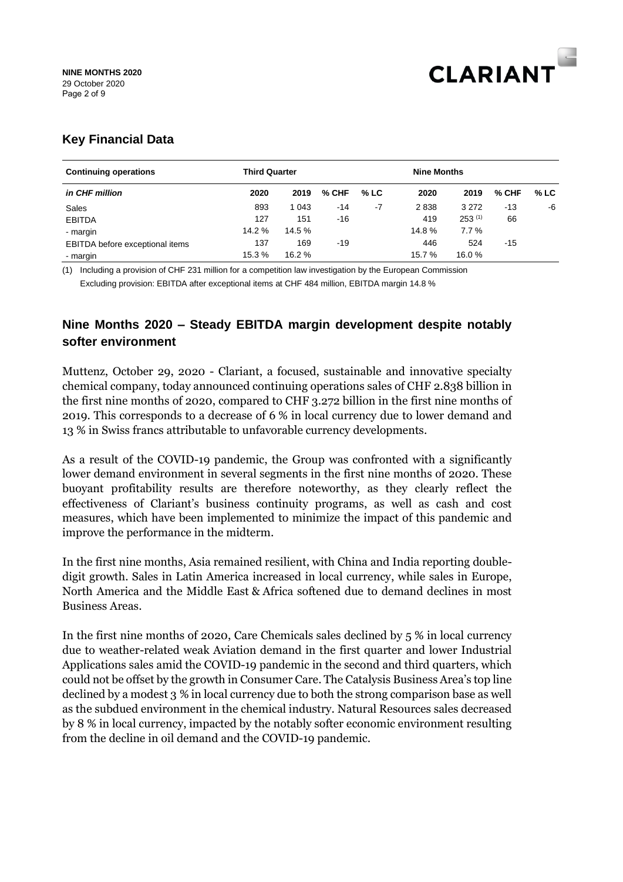## Key Financial Data

| Continuing operations | Third Quarter | | | | Nine Months | | | |
|---|---|---|---|---|---|---|---|---|
| *in CHF million* | 2020 | 2019 | % CHF | % LC | 2020 | 2019 | % CHF | % LC |
| Sales | 893 | 1 043 | -14 | -7 | 2 838 | 3 272 | -13 | -6 |
| EBITDA | 127 | 151 | -16 | | 419 | 253 [1] | 66 | |
| - margin | 14.2 % | 14.5 % | | | 14.8 % | 7.7 % | | |
| EBITDA before exceptional items | 137 | 169 | -19 | | 446 | 524 | -15 | |
| - margin | 15.3 % | 16.2 % | | | 15.7 % | 16.0 % | | |

(1) Including a provision of CHF 231 million for a competition law investigation by the European Commission
Excluding provision: EBITDA after exceptional items at CHF 484 million, EBITDA margin 14.8 %

## Nine Months 2020 – Steady EBITDA margin development despite notably softer environment

Muttenz, October 29, 2020 - Clariant, a focused, sustainable and innovative specialty chemical company, today announced continuing operations sales of CHF 2.838 billion in the first nine months of 2020, compared to CHF 3.272 billion in the first nine months of 2019. This corresponds to a decrease of 6 % in local currency due to lower demand and 13 % in Swiss francs attributable to unfavorable currency developments.

As a result of the COVID-19 pandemic, the Group was confronted with a significantly lower demand environment in several segments in the first nine months of 2020. These buoyant profitability results are therefore noteworthy, as they clearly reflect the effectiveness of Clariant's business continuity programs, as well as cash and cost measures, which have been implemented to minimize the impact of this pandemic and improve the performance in the midterm.

In the first nine months, Asia remained resilient, with China and India reporting double-digit growth. Sales in Latin America increased in local currency, while sales in Europe, North America and the Middle East & Africa softened due to demand declines in most Business Areas.

In the first nine months of 2020, Care Chemicals sales declined by 5 % in local currency due to weather-related weak Aviation demand in the first quarter and lower Industrial Applications sales amid the COVID-19 pandemic in the second and third quarters, which could not be offset by the growth in Consumer Care. The Catalysis Business Area's top line declined by a modest 3 % in local currency due to both the strong comparison base as well as the subdued environment in the chemical industry. Natural Resources sales decreased by 8 % in local currency, impacted by the notably softer economic environment resulting from the decline in oil demand and the COVID-19 pandemic.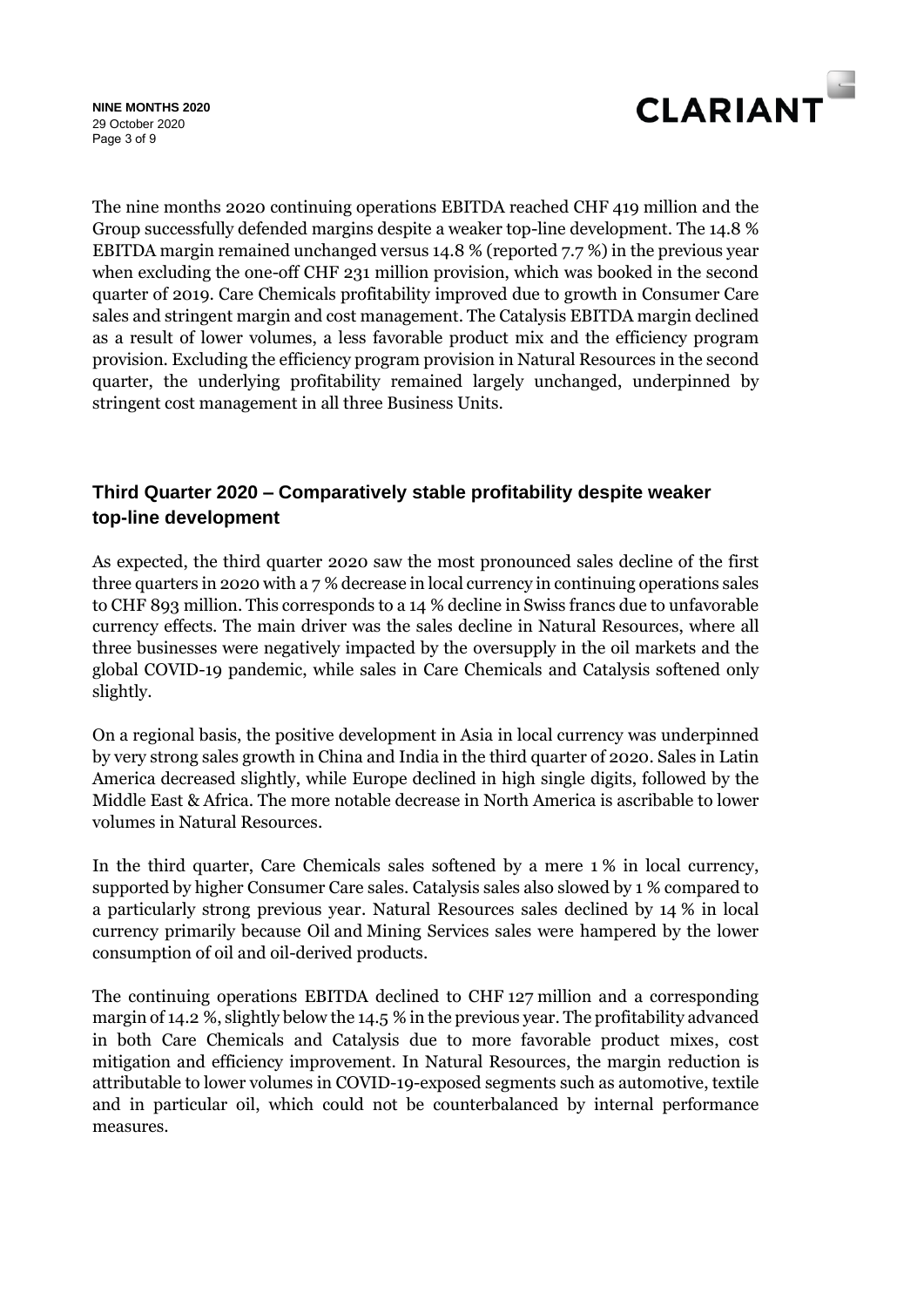The nine months 2020 continuing operations EBITDA reached CHF 419 million and the Group successfully defended margins despite a weaker top-line development. The 14.8 % EBITDA margin remained unchanged versus 14.8 % (reported 7.7 %) in the previous year when excluding the one-off CHF 231 million provision, which was booked in the second quarter of 2019. Care Chemicals profitability improved due to growth in Consumer Care sales and stringent margin and cost management. The Catalysis EBITDA margin declined as a result of lower volumes, a less favorable product mix and the efficiency program provision. Excluding the efficiency program provision in Natural Resources in the second quarter, the underlying profitability remained largely unchanged, underpinned by stringent cost management in all three Business Units.

## Third Quarter 2020 – Comparatively stable profitability despite weaker top-line development

As expected, the third quarter 2020 saw the most pronounced sales decline of the first three quarters in 2020 with a 7 % decrease in local currency in continuing operations sales to CHF 893 million. This corresponds to a 14 % decline in Swiss francs due to unfavorable currency effects. The main driver was the sales decline in Natural Resources, where all three businesses were negatively impacted by the oversupply in the oil markets and the global COVID-19 pandemic, while sales in Care Chemicals and Catalysis softened only slightly.

On a regional basis, the positive development in Asia in local currency was underpinned by very strong sales growth in China and India in the third quarter of 2020. Sales in Latin America decreased slightly, while Europe declined in high single digits, followed by the Middle East & Africa. The more notable decrease in North America is ascribable to lower volumes in Natural Resources.

In the third quarter, Care Chemicals sales softened by a mere 1 % in local currency, supported by higher Consumer Care sales. Catalysis sales also slowed by 1 % compared to a particularly strong previous year. Natural Resources sales declined by 14 % in local currency primarily because Oil and Mining Services sales were hampered by the lower consumption of oil and oil-derived products.

The continuing operations EBITDA declined to CHF 127 million and a corresponding margin of 14.2 %, slightly below the 14.5 % in the previous year. The profitability advanced in both Care Chemicals and Catalysis due to more favorable product mixes, cost mitigation and efficiency improvement. In Natural Resources, the margin reduction is attributable to lower volumes in COVID-19-exposed segments such as automotive, textile and in particular oil, which could not be counterbalanced by internal performance measures.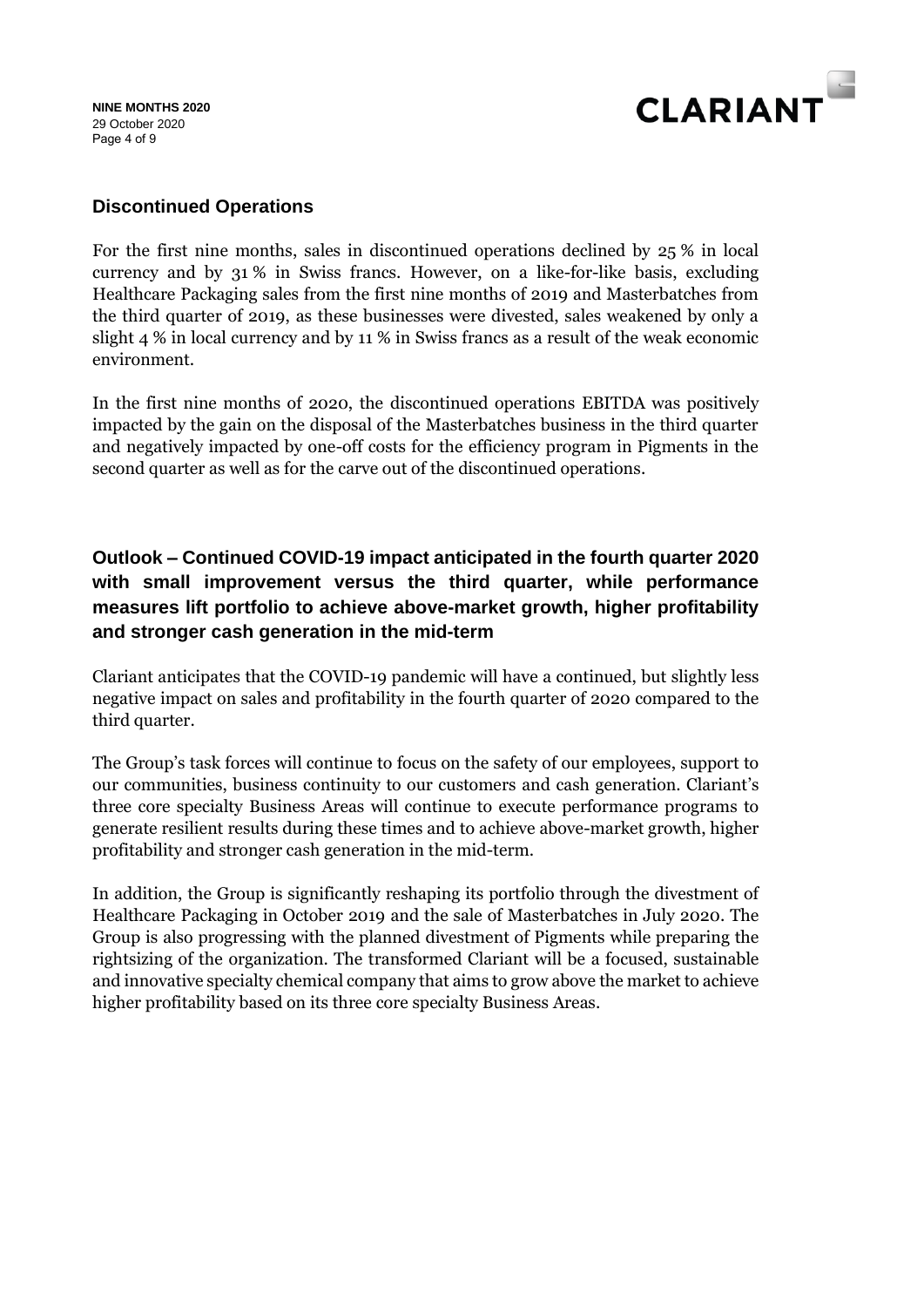## Discontinued Operations

For the first nine months, sales in discontinued operations declined by 25 % in local currency and by 31 % in Swiss francs. However, on a like-for-like basis, excluding Healthcare Packaging sales from the first nine months of 2019 and Masterbatches from the third quarter of 2019, as these businesses were divested, sales weakened by only a slight 4 % in local currency and by 11 % in Swiss francs as a result of the weak economic environment.

In the first nine months of 2020, the discontinued operations EBITDA was positively impacted by the gain on the disposal of the Masterbatches business in the third quarter and negatively impacted by one-off costs for the efficiency program in Pigments in the second quarter as well as for the carve out of the discontinued operations.

## Outlook – Continued COVID-19 impact anticipated in the fourth quarter 2020 with small improvement versus the third quarter, while performance measures lift portfolio to achieve above-market growth, higher profitability and stronger cash generation in the mid-term

Clariant anticipates that the COVID-19 pandemic will have a continued, but slightly less negative impact on sales and profitability in the fourth quarter of 2020 compared to the third quarter.

The Group's task forces will continue to focus on the safety of our employees, support to our communities, business continuity to our customers and cash generation. Clariant's three core specialty Business Areas will continue to execute performance programs to generate resilient results during these times and to achieve above-market growth, higher profitability and stronger cash generation in the mid-term.

In addition, the Group is significantly reshaping its portfolio through the divestment of Healthcare Packaging in October 2019 and the sale of Masterbatches in July 2020. The Group is also progressing with the planned divestment of Pigments while preparing the rightsizing of the organization. The transformed Clariant will be a focused, sustainable and innovative specialty chemical company that aims to grow above the market to achieve higher profitability based on its three core specialty Business Areas.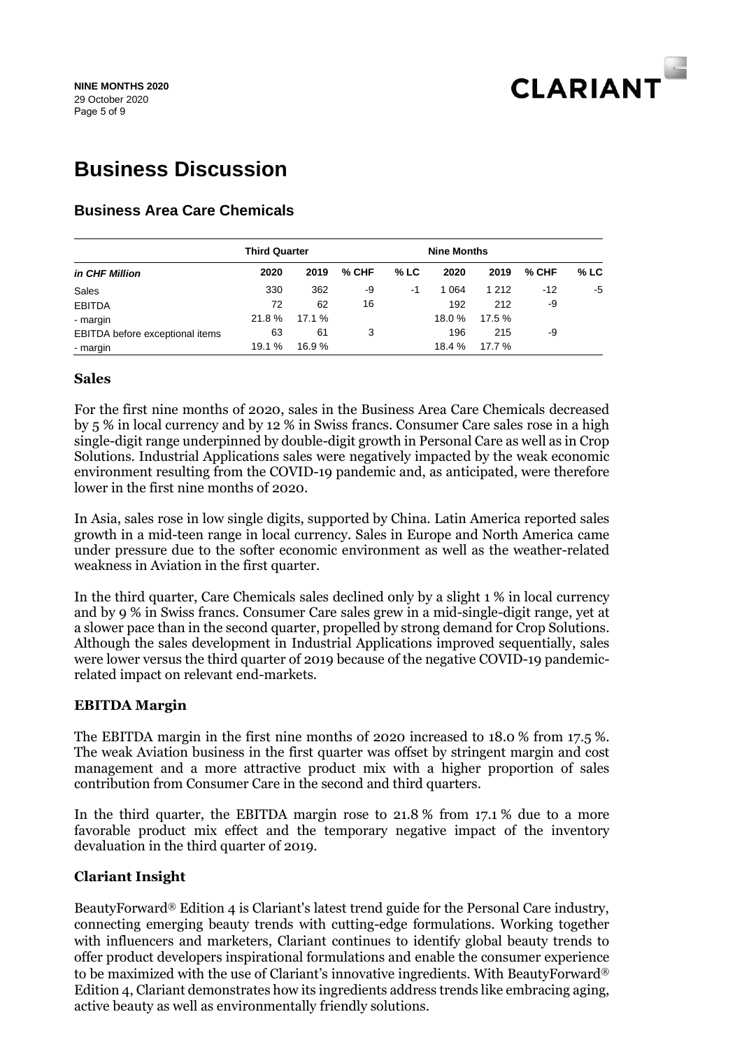# Business Discussion

## Business Area Care Chemicals

| | Third Quarter | | | | Nine Months | | | |
|---|---|---|---|---|---|---|---|---|
| *in CHF Million* | 2020 | 2019 | % CHF | % LC | 2020 | 2019 | % CHF | % LC |
| Sales | 330 | 362 | -9 | -1 | 1 064 | 1 212 | -12 | -5 |
| EBITDA | 72 | 62 | 16 | | 192 | 212 | -9 | |
| - margin | 21.8 % | 17.1 % | | | 18.0 % | 17.5 % | | |
| EBITDA before exceptional items | 63 | 61 | 3 | | 196 | 215 | -9 | |
| - margin | 19.1 % | 16.9 % | | | 18.4 % | 17.7 % | | |

### Sales

For the first nine months of 2020, sales in the Business Area Care Chemicals decreased by 5 % in local currency and by 12 % in Swiss francs. Consumer Care sales rose in a high single-digit range underpinned by double-digit growth in Personal Care as well as in Crop Solutions. Industrial Applications sales were negatively impacted by the weak economic environment resulting from the COVID-19 pandemic and, as anticipated, were therefore lower in the first nine months of 2020.

In Asia, sales rose in low single digits, supported by China. Latin America reported sales growth in a mid-teen range in local currency. Sales in Europe and North America came under pressure due to the softer economic environment as well as the weather-related weakness in Aviation in the first quarter.

In the third quarter, Care Chemicals sales declined only by a slight 1 % in local currency and by 9 % in Swiss francs. Consumer Care sales grew in a mid-single-digit range, yet at a slower pace than in the second quarter, propelled by strong demand for Crop Solutions. Although the sales development in Industrial Applications improved sequentially, sales were lower versus the third quarter of 2019 because of the negative COVID-19 pandemic-related impact on relevant end-markets.

### EBITDA Margin

The EBITDA margin in the first nine months of 2020 increased to 18.0 % from 17.5 %. The weak Aviation business in the first quarter was offset by stringent margin and cost management and a more attractive product mix with a higher proportion of sales contribution from Consumer Care in the second and third quarters.

In the third quarter, the EBITDA margin rose to 21.8 % from 17.1 % due to a more favorable product mix effect and the temporary negative impact of the inventory devaluation in the third quarter of 2019.

### Clariant Insight

BeautyForward® Edition 4 is Clariant's latest trend guide for the Personal Care industry, connecting emerging beauty trends with cutting-edge formulations. Working together with influencers and marketers, Clariant continues to identify global beauty trends to offer product developers inspirational formulations and enable the consumer experience to be maximized with the use of Clariant's innovative ingredients. With BeautyForward® Edition 4, Clariant demonstrates how its ingredients address trends like embracing aging, active beauty as well as environmentally friendly solutions.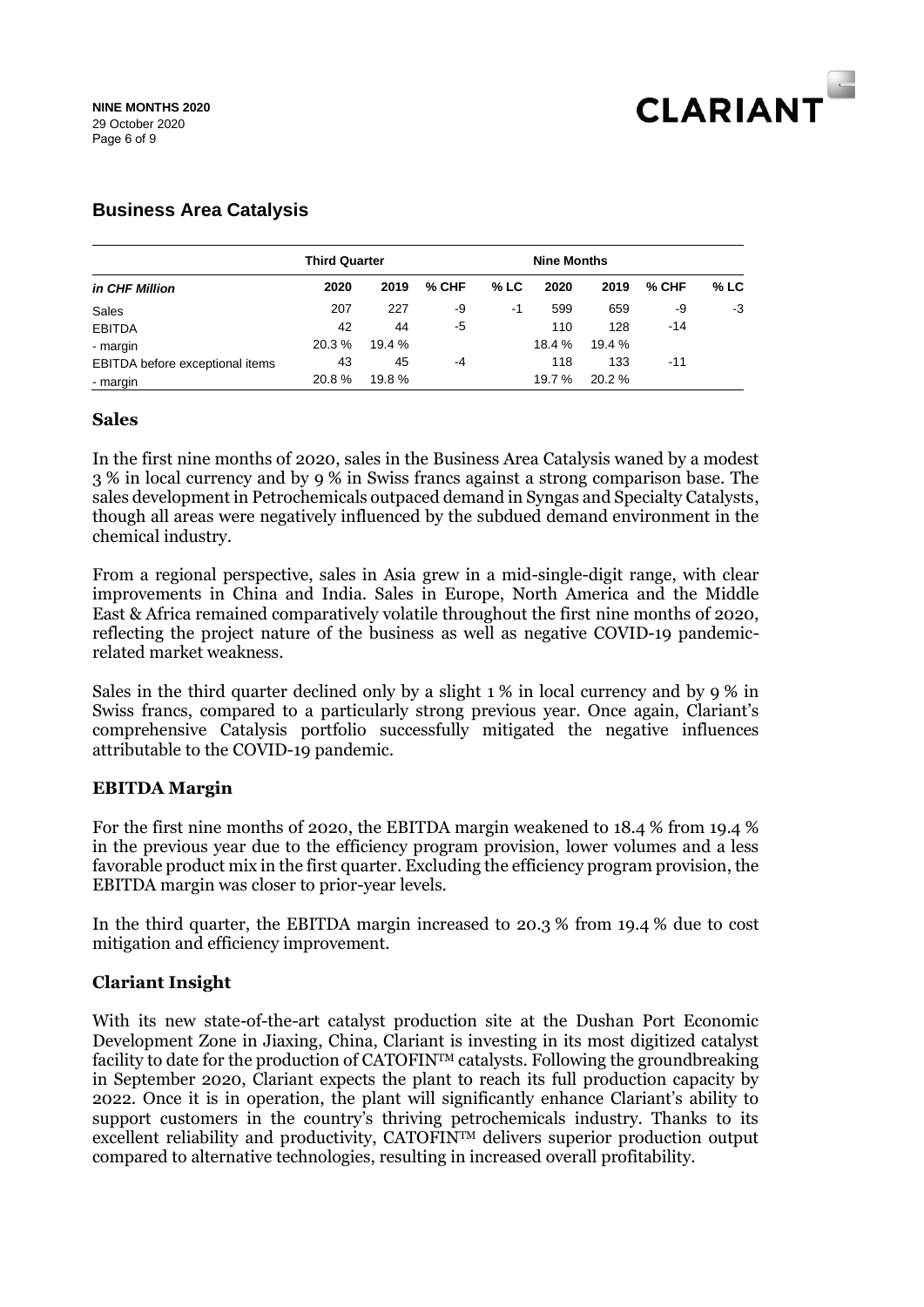## Business Area Catalysis

| in CHF Million | Third Quarter | | | | Nine Months | | | |
|---|---|---|---|---|---|---|---|---|
| | 2020 | 2019 | % CHF | % LC | 2020 | 2019 | % CHF | % LC |
| Sales | 207 | 227 | -9 | -1 | 599 | 659 | -9 | -3 |
| EBITDA | 42 | 44 | -5 | | 110 | 128 | -14 | |
| - margin | 20.3 % | 19.4 % | | | 18.4 % | 19.4 % | | |
| EBITDA before exceptional items | 43 | 45 | -4 | | 118 | 133 | -11 | |
| - margin | 20.8 % | 19.8 % | | | 19.7 % | 20.2 % | | |

### Sales

In the first nine months of 2020, sales in the Business Area Catalysis waned by a modest 3 % in local currency and by 9 % in Swiss francs against a strong comparison base. The sales development in Petrochemicals outpaced demand in Syngas and Specialty Catalysts, though all areas were negatively influenced by the subdued demand environment in the chemical industry.

From a regional perspective, sales in Asia grew in a mid-single-digit range, with clear improvements in China and India. Sales in Europe, North America and the Middle East & Africa remained comparatively volatile throughout the first nine months of 2020, reflecting the project nature of the business as well as negative COVID-19 pandemic-related market weakness.

Sales in the third quarter declined only by a slight 1 % in local currency and by 9 % in Swiss francs, compared to a particularly strong previous year. Once again, Clariant's comprehensive Catalysis portfolio successfully mitigated the negative influences attributable to the COVID-19 pandemic.

### EBITDA Margin

For the first nine months of 2020, the EBITDA margin weakened to 18.4 % from 19.4 % in the previous year due to the efficiency program provision, lower volumes and a less favorable product mix in the first quarter. Excluding the efficiency program provision, the EBITDA margin was closer to prior-year levels.

In the third quarter, the EBITDA margin increased to 20.3 % from 19.4 % due to cost mitigation and efficiency improvement.

### Clariant Insight

With its new state-of-the-art catalyst production site at the Dushan Port Economic Development Zone in Jiaxing, China, Clariant is investing in its most digitized catalyst facility to date for the production of CATOFIN™ catalysts. Following the groundbreaking in September 2020, Clariant expects the plant to reach its full production capacity by 2022. Once it is in operation, the plant will significantly enhance Clariant's ability to support customers in the country's thriving petrochemicals industry. Thanks to its excellent reliability and productivity, CATOFIN™ delivers superior production output compared to alternative technologies, resulting in increased overall profitability.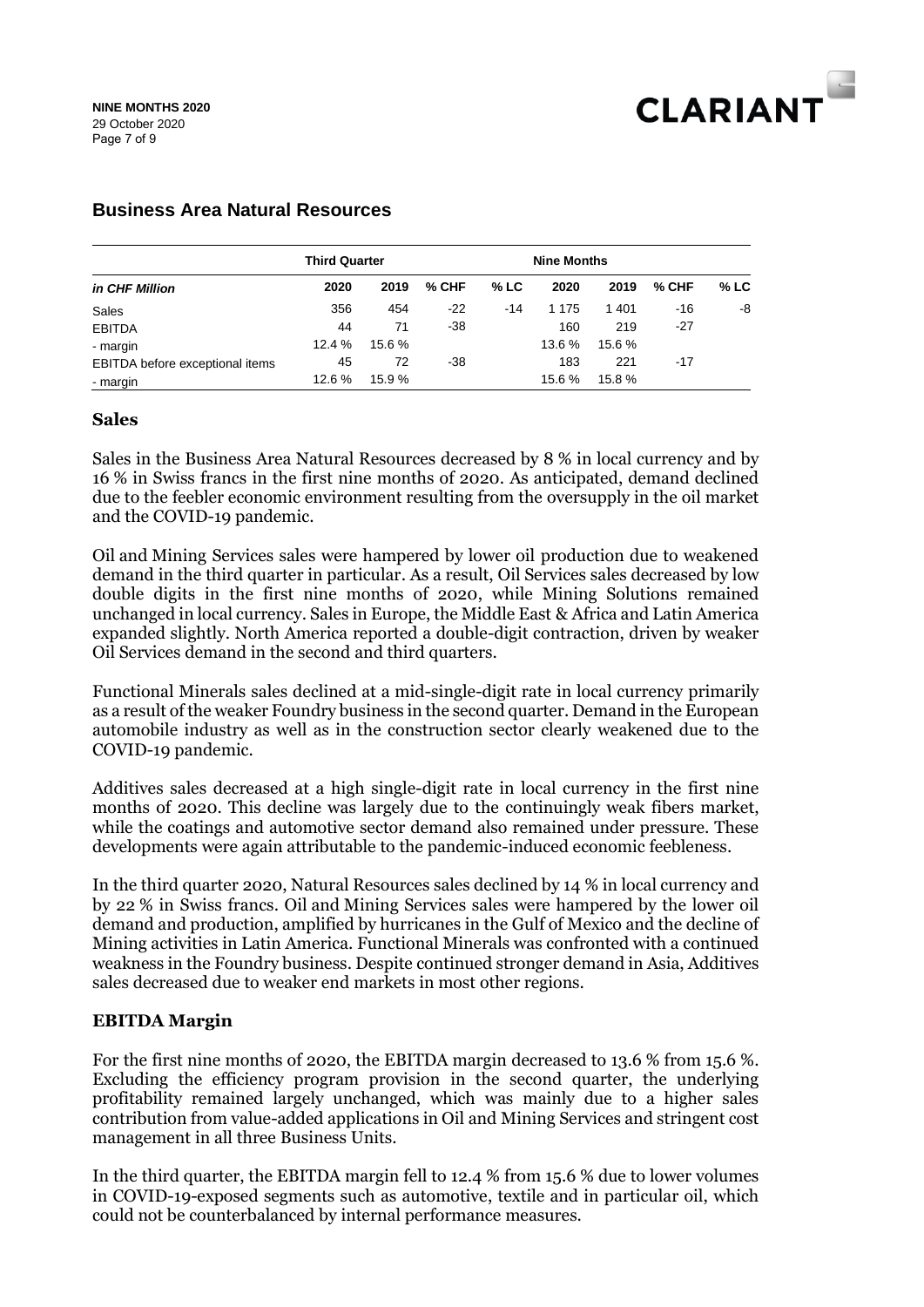## Business Area Natural Resources

| in CHF Million | Third Quarter | | | | Nine Months | | | |
|---|---|---|---|---|---|---|---|---|
| | 2020 | 2019 | % CHF | % LC | 2020 | 2019 | % CHF | % LC |
| Sales | 356 | 454 | -22 | -14 | 1 175 | 1 401 | -16 | -8 |
| EBITDA | 44 | 71 | -38 | | 160 | 219 | -27 | |
| - margin | 12.4 % | 15.6 % | | | 13.6 % | 15.6 % | | |
| EBITDA before exceptional items | 45 | 72 | -38 | | 183 | 221 | -17 | |
| - margin | 12.6 % | 15.9 % | | | 15.6 % | 15.8 % | | |

### Sales

Sales in the Business Area Natural Resources decreased by 8 % in local currency and by 16 % in Swiss francs in the first nine months of 2020. As anticipated, demand declined due to the feebler economic environment resulting from the oversupply in the oil market and the COVID-19 pandemic.

Oil and Mining Services sales were hampered by lower oil production due to weakened demand in the third quarter in particular. As a result, Oil Services sales decreased by low double digits in the first nine months of 2020, while Mining Solutions remained unchanged in local currency. Sales in Europe, the Middle East & Africa and Latin America expanded slightly. North America reported a double-digit contraction, driven by weaker Oil Services demand in the second and third quarters.

Functional Minerals sales declined at a mid-single-digit rate in local currency primarily as a result of the weaker Foundry business in the second quarter. Demand in the European automobile industry as well as in the construction sector clearly weakened due to the COVID-19 pandemic.

Additives sales decreased at a high single-digit rate in local currency in the first nine months of 2020. This decline was largely due to the continuingly weak fibers market, while the coatings and automotive sector demand also remained under pressure. These developments were again attributable to the pandemic-induced economic feebleness.

In the third quarter 2020, Natural Resources sales declined by 14 % in local currency and by 22 % in Swiss francs. Oil and Mining Services sales were hampered by the lower oil demand and production, amplified by hurricanes in the Gulf of Mexico and the decline of Mining activities in Latin America. Functional Minerals was confronted with a continued weakness in the Foundry business. Despite continued stronger demand in Asia, Additives sales decreased due to weaker end markets in most other regions.

### EBITDA Margin

For the first nine months of 2020, the EBITDA margin decreased to 13.6 % from 15.6 %. Excluding the efficiency program provision in the second quarter, the underlying profitability remained largely unchanged, which was mainly due to a higher sales contribution from value-added applications in Oil and Mining Services and stringent cost management in all three Business Units.

In the third quarter, the EBITDA margin fell to 12.4 % from 15.6 % due to lower volumes in COVID-19-exposed segments such as automotive, textile and in particular oil, which could not be counterbalanced by internal performance measures.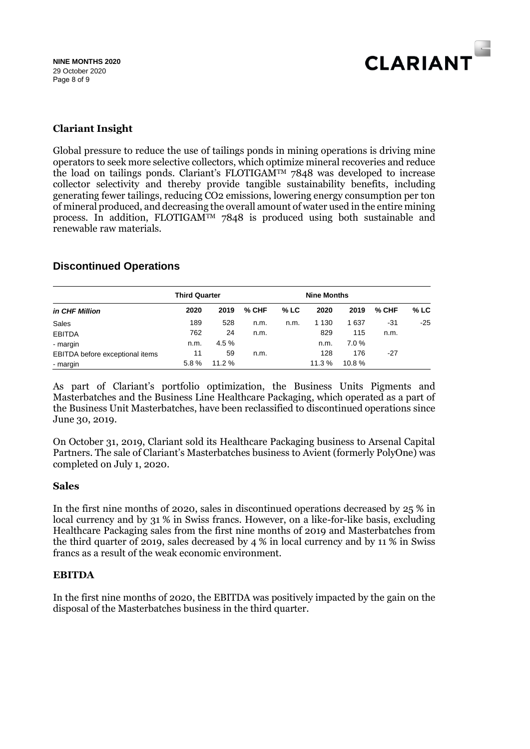### Clariant Insight

Global pressure to reduce the use of tailings ponds in mining operations is driving mine operators to seek more selective collectors, which optimize mineral recoveries and reduce the load on tailings ponds. Clariant's FLOTIGAM™ 7848 was developed to increase collector selectivity and thereby provide tangible sustainability benefits, including generating fewer tailings, reducing CO2 emissions, lowering energy consumption per ton of mineral produced, and decreasing the overall amount of water used in the entire mining process. In addition, FLOTIGAM™ 7848 is produced using both sustainable and renewable raw materials.

## Discontinued Operations

| | Third Quarter | | | | Nine Months | | | |
|---|---|---|---|---|---|---|---|---|
| *in CHF Million* | 2020 | 2019 | % CHF | % LC | 2020 | 2019 | % CHF | % LC |
| Sales | 189 | 528 | n.m. | n.m. | 1 130 | 1 637 | -31 | -25 |
| EBITDA | 762 | 24 | n.m. | | 829 | 115 | n.m. | |
| - margin | n.m. | 4.5 % | | | n.m. | 7.0 % | | |
| EBITDA before exceptional items | 11 | 59 | n.m. | | 128 | 176 | -27 | |
| - margin | 5.8 % | 11.2 % | | | 11.3 % | 10.8 % | | |

As part of Clariant's portfolio optimization, the Business Units Pigments and Masterbatches and the Business Line Healthcare Packaging, which operated as a part of the Business Unit Masterbatches, have been reclassified to discontinued operations since June 30, 2019.

On October 31, 2019, Clariant sold its Healthcare Packaging business to Arsenal Capital Partners. The sale of Clariant's Masterbatches business to Avient (formerly PolyOne) was completed on July 1, 2020.

### Sales

In the first nine months of 2020, sales in discontinued operations decreased by 25 % in local currency and by 31 % in Swiss francs. However, on a like-for-like basis, excluding Healthcare Packaging sales from the first nine months of 2019 and Masterbatches from the third quarter of 2019, sales decreased by 4 % in local currency and by 11 % in Swiss francs as a result of the weak economic environment.

### EBITDA

In the first nine months of 2020, the EBITDA was positively impacted by the gain on the disposal of the Masterbatches business in the third quarter.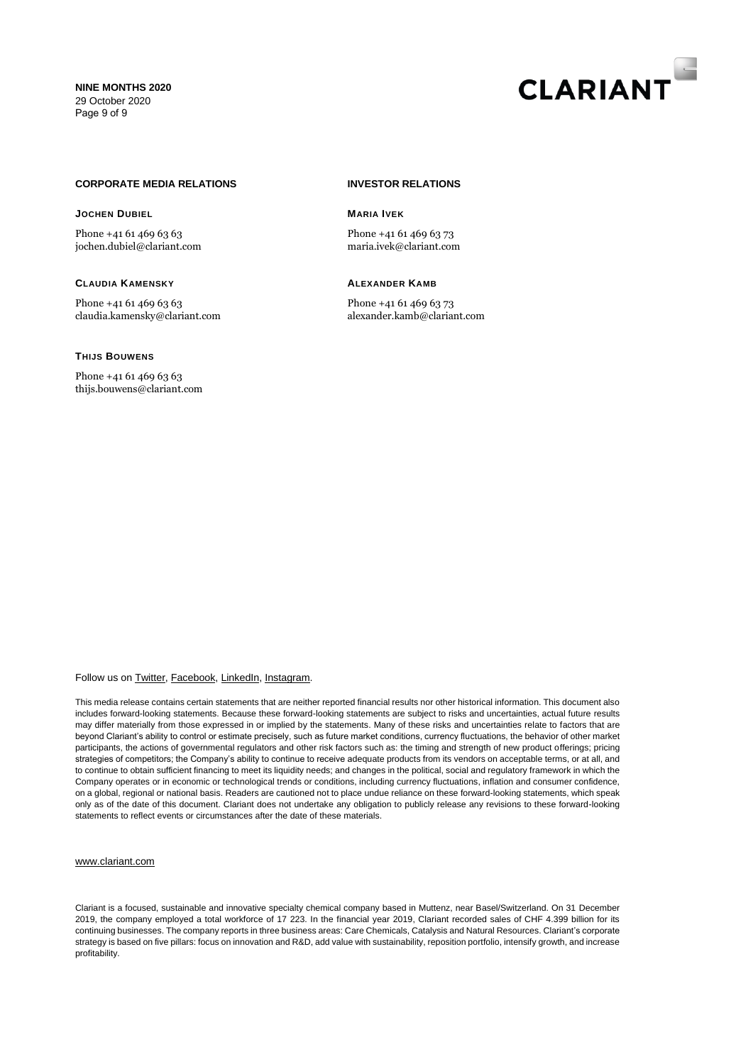## CORPORATE MEDIA RELATIONS

**JOCHEN DUBIEL**

Phone +41 61 469 63 63
jochen.dubiel@clariant.com

**CLAUDIA KAMENSKY**

Phone +41 61 469 63 63
claudia.kamensky@clariant.com

**THIJS BOUWENS**

Phone +41 61 469 63 63
thijs.bouwens@clariant.com

## INVESTOR RELATIONS

**MARIA IVEK**

Phone +41 61 469 63 73
maria.ivek@clariant.com

**ALEXANDER KAMB**

Phone +41 61 469 63 73
alexander.kamb@clariant.com

Follow us on Twitter, Facebook, LinkedIn, Instagram.

This media release contains certain statements that are neither reported financial results nor other historical information. This document also includes forward-looking statements. Because these forward-looking statements are subject to risks and uncertainties, actual future results may differ materially from those expressed in or implied by the statements. Many of these risks and uncertainties relate to factors that are beyond Clariant's ability to control or estimate precisely, such as future market conditions, currency fluctuations, the behavior of other market participants, the actions of governmental regulators and other risk factors such as: the timing and strength of new product offerings; pricing strategies of competitors; the Company's ability to continue to receive adequate products from its vendors on acceptable terms, or at all, and to continue to obtain sufficient financing to meet its liquidity needs; and changes in the political, social and regulatory framework in which the Company operates or in economic or technological trends or conditions, including currency fluctuations, inflation and consumer confidence, on a global, regional or national basis. Readers are cautioned not to place undue reliance on these forward-looking statements, which speak only as of the date of this document. Clariant does not undertake any obligation to publicly release any revisions to these forward-looking statements to reflect events or circumstances after the date of these materials.

www.clariant.com

Clariant is a focused, sustainable and innovative specialty chemical company based in Muttenz, near Basel/Switzerland. On 31 December 2019, the company employed a total workforce of 17 223. In the financial year 2019, Clariant recorded sales of CHF 4.399 billion for its continuing businesses. The company reports in three business areas: Care Chemicals, Catalysis and Natural Resources. Clariant's corporate strategy is based on five pillars: focus on innovation and R&D, add value with sustainability, reposition portfolio, intensify growth, and increase profitability.